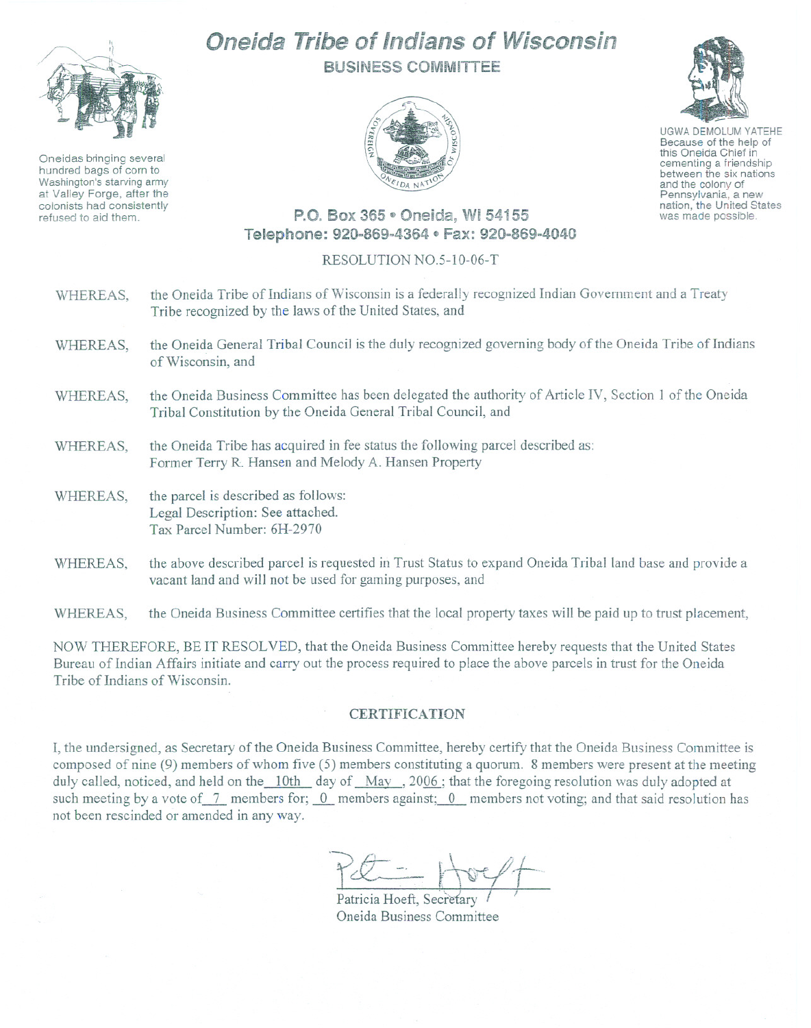# Oneida Tribe of Indians of Wisconsin

## BUSINESS COMMITTEE

Oneidas bringing several hundred bags of corn to Washington's starving army at Valley Forge, after the colonists had consistently refused to aid them.

UGWA DEMOLUM YATEHE Because of the help of this Oneida Chief in cementing a friendship between the six nations and the colony of Pennsylvania, a new nation, the United States was made possible.

**P.O. Box 365 • Oneida, WI 54155**
**Telephone: 920-869-4364 • Fax: 920-869-4040**

RESOLUTION NO.5-10-06-T

WHEREAS, the Oneida Tribe of Indians of Wisconsin is a federally recognized Indian Government and a Treaty Tribe recognized by the laws of the United States, and

WHEREAS, the Oneida General Tribal Council is the duly recognized governing body of the Oneida Tribe of Indians of Wisconsin, and

WHEREAS, the Oneida Business Committee has been delegated the authority of Article IV, Section 1 of the Oneida Tribal Constitution by the Oneida General Tribal Council, and

WHEREAS, the Oneida Tribe has acquired in fee status the following parcel described as:
Former Terry R. Hansen and Melody A. Hansen Property

WHEREAS, the parcel is described as follows:
Legal Description: See attached.
Tax Parcel Number: 6H-2970

WHEREAS, the above described parcel is requested in Trust Status to expand Oneida Tribal land base and provide a vacant land and will not be used for gaming purposes, and

WHEREAS, the Oneida Business Committee certifies that the local property taxes will be paid up to trust placement,

NOW THEREFORE, BE IT RESOLVED, that the Oneida Business Committee hereby requests that the United States Bureau of Indian Affairs initiate and carry out the process required to place the above parcels in trust for the Oneida Tribe of Indians of Wisconsin.

### CERTIFICATION

I, the undersigned, as Secretary of the Oneida Business Committee, hereby certify that the Oneida Business Committee is composed of nine (9) members of whom five (5) members constituting a quorum. 8 members were present at the meeting duly called, noticed, and held on the 10th day of May, 2006; that the foregoing resolution was duly adopted at such meeting by a vote of 7 members for; 0 members against; 0 members not voting; and that said resolution has not been rescinded or amended in any way.

Patricia Hoeft, Secretary
Oneida Business Committee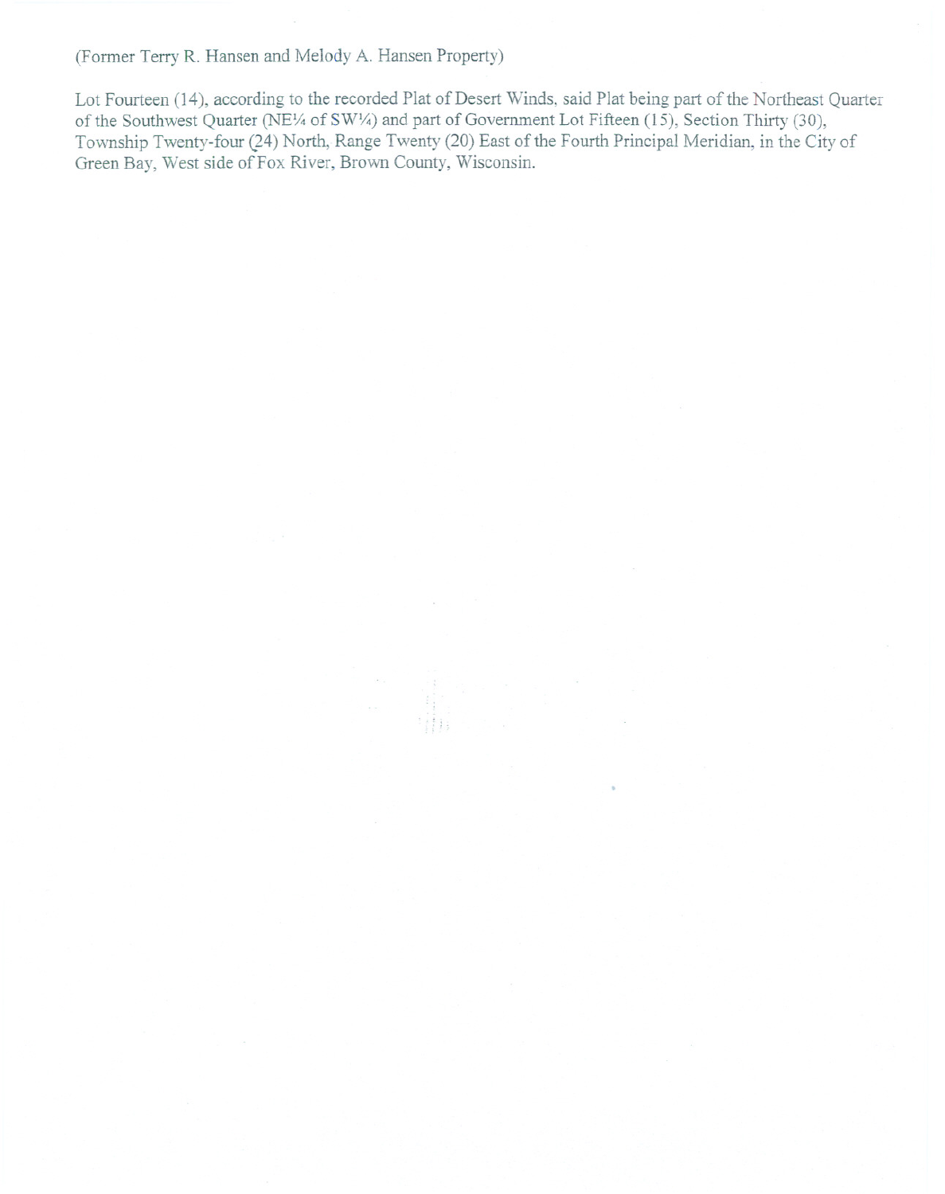(Former Terry R. Hansen and Melody A. Hansen Property)

Lot Fourteen (14), according to the recorded Plat of Desert Winds, said Plat being part of the Northeast Quarter of the Southwest Quarter (NE¼ of SW¼) and part of Government Lot Fifteen (15), Section Thirty (30), Township Twenty-four (24) North, Range Twenty (20) East of the Fourth Principal Meridian, in the City of Green Bay, West side of Fox River, Brown County, Wisconsin.